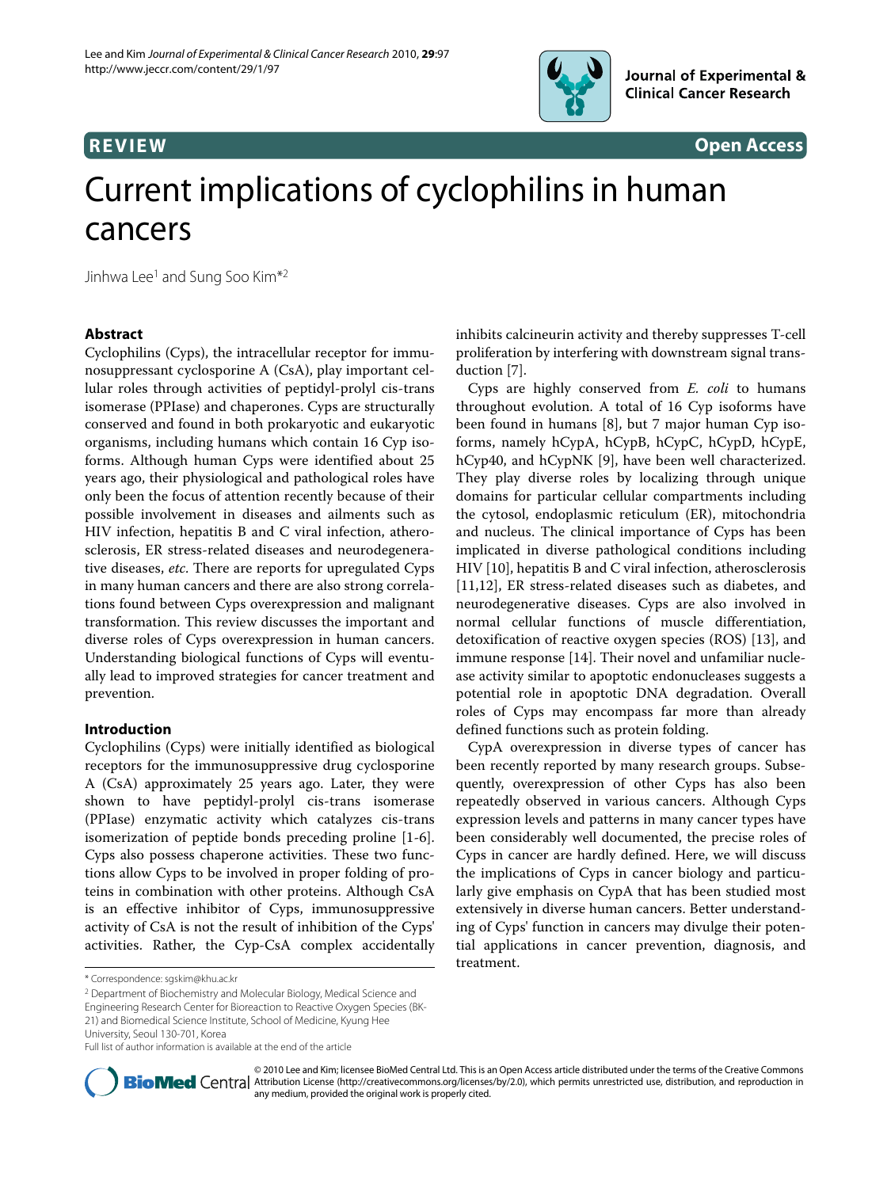REVIEW Open Access

# Current implications of cyclophilins in human cancers

Jinhwa Lee[1] and Sung Soo Kim*[2]

## Abstract

Cyclophilins (Cyps), the intracellular receptor for immunosuppressant cyclosporine A (CsA), play important cellular roles through activities of peptidyl-prolyl cis-trans isomerase (PPIase) and chaperones. Cyps are structurally conserved and found in both prokaryotic and eukaryotic organisms, including humans which contain 16 Cyp isoforms. Although human Cyps were identified about 25 years ago, their physiological and pathological roles have only been the focus of attention recently because of their possible involvement in diseases and ailments such as HIV infection, hepatitis B and C viral infection, atherosclerosis, ER stress-related diseases and neurodegenerative diseases, *etc*. There are reports for upregulated Cyps in many human cancers and there are also strong correlations found between Cyps overexpression and malignant transformation. This review discusses the important and diverse roles of Cyps overexpression in human cancers. Understanding biological functions of Cyps will eventually lead to improved strategies for cancer treatment and prevention.

## Introduction

Cyclophilins (Cyps) were initially identified as biological receptors for the immunosuppressive drug cyclosporine A (CsA) approximately 25 years ago. Later, they were shown to have peptidyl-prolyl cis-trans isomerase (PPIase) enzymatic activity which catalyzes cis-trans isomerization of peptide bonds preceding proline [1-6]. Cyps also possess chaperone activities. These two functions allow Cyps to be involved in proper folding of proteins in combination with other proteins. Although CsA is an effective inhibitor of Cyps, immunosuppressive activity of CsA is not the result of inhibition of the Cyps' activities. Rather, the Cyp-CsA complex accidentally inhibits calcineurin activity and thereby suppresses T-cell proliferation by interfering with downstream signal transduction [7].

Cyps are highly conserved from *E. coli* to humans throughout evolution. A total of 16 Cyp isoforms have been found in humans [8], but 7 major human Cyp isoforms, namely hCypA, hCypB, hCypC, hCypD, hCypE, hCyp40, and hCypNK [9], have been well characterized. They play diverse roles by localizing through unique domains for particular cellular compartments including the cytosol, endoplasmic reticulum (ER), mitochondria and nucleus. The clinical importance of Cyps has been implicated in diverse pathological conditions including HIV [10], hepatitis B and C viral infection, atherosclerosis [11,12], ER stress-related diseases such as diabetes, and neurodegenerative diseases. Cyps are also involved in normal cellular functions of muscle differentiation, detoxification of reactive oxygen species (ROS) [13], and immune response [14]. Their novel and unfamiliar nuclease activity similar to apoptotic endonucleases suggests a potential role in apoptotic DNA degradation. Overall roles of Cyps may encompass far more than already defined functions such as protein folding.

CypA overexpression in diverse types of cancer has been recently reported by many research groups. Subsequently, overexpression of other Cyps has also been repeatedly observed in various cancers. Although Cyps expression levels and patterns in many cancer types have been considerably well documented, the precise roles of Cyps in cancer are hardly defined. Here, we will discuss the implications of Cyps in cancer biology and particularly give emphasis on CypA that has been studied most extensively in diverse human cancers. Better understanding of Cyps' function in cancers may divulge their potential applications in cancer prevention, diagnosis, and treatment.

\* Correspondence: sgskim@khu.ac.kr

[2] Department of Biochemistry and Molecular Biology, Medical Science and Engineering Research Center for Bioreaction to Reactive Oxygen Species (BK-21) and Biomedical Science Institute, School of Medicine, Kyung Hee University, Seoul 130-701, Korea

Full list of author information is available at the end of the article

© 2010 Lee and Kim; licensee BioMed Central Ltd. This is an Open Access article distributed under the terms of the Creative Commons Attribution License (http://creativecommons.org/licenses/by/2.0), which permits unrestricted use, distribution, and reproduction in any medium, provided the original work is properly cited.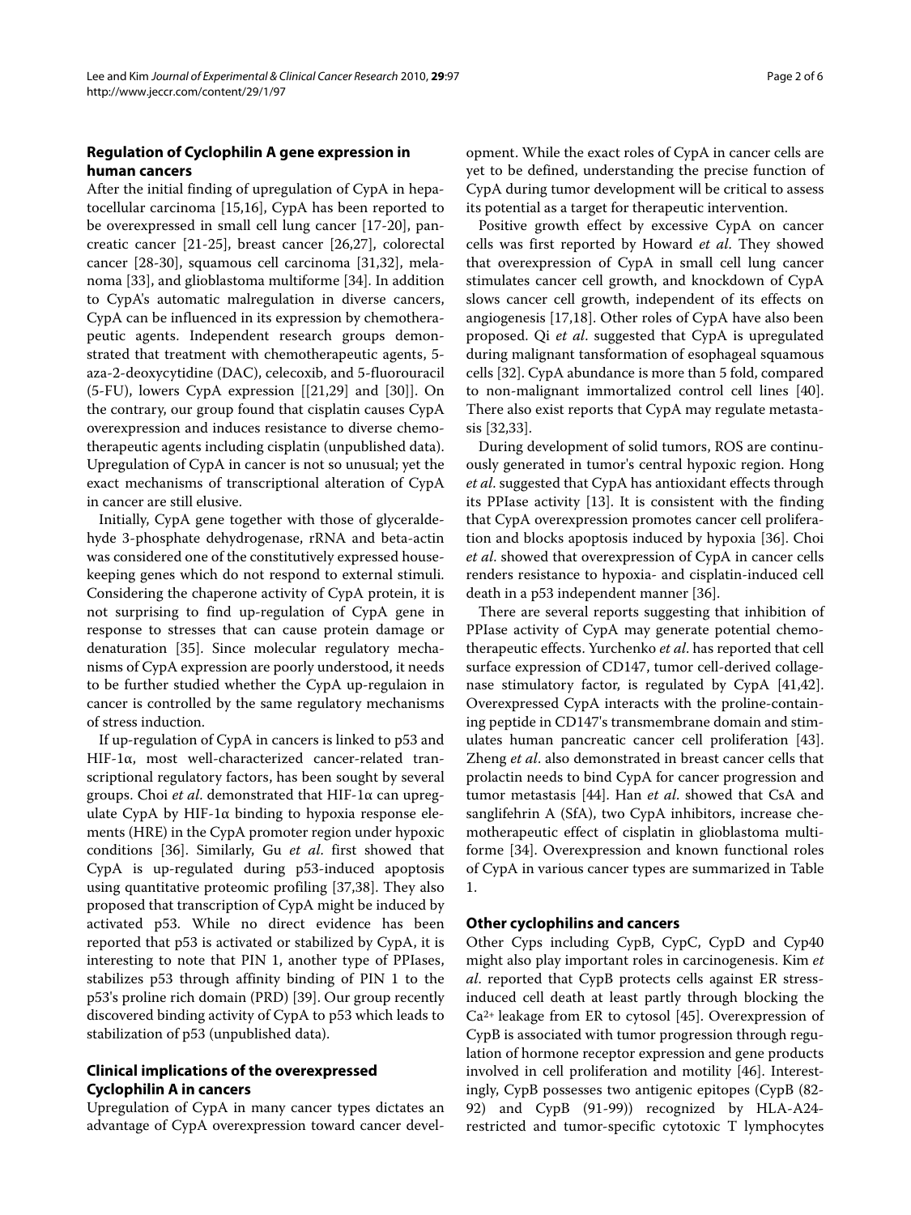## Regulation of Cyclophilin A gene expression in human cancers

After the initial finding of upregulation of CypA in hepatocellular carcinoma [15,16], CypA has been reported to be overexpressed in small cell lung cancer [17-20], pancreatic cancer [21-25], breast cancer [26,27], colorectal cancer [28-30], squamous cell carcinoma [31,32], melanoma [33], and glioblastoma multiforme [34]. In addition to CypA's automatic malregulation in diverse cancers, CypA can be influenced in its expression by chemotherapeutic agents. Independent research groups demonstrated that treatment with chemotherapeutic agents, 5-aza-2-deoxycytidine (DAC), celecoxib, and 5-fluorouracil (5-FU), lowers CypA expression [[21,29] and [30]]. On the contrary, our group found that cisplatin causes CypA overexpression and induces resistance to diverse chemotherapeutic agents including cisplatin (unpublished data). Upregulation of CypA in cancer is not so unusual; yet the exact mechanisms of transcriptional alteration of CypA in cancer are still elusive.

Initially, CypA gene together with those of glyceraldehyde 3-phosphate dehydrogenase, rRNA and beta-actin was considered one of the constitutively expressed housekeeping genes which do not respond to external stimuli. Considering the chaperone activity of CypA protein, it is not surprising to find up-regulation of CypA gene in response to stresses that can cause protein damage or denaturation [35]. Since molecular regulatory mechanisms of CypA expression are poorly understood, it needs to be further studied whether the CypA up-regulaion in cancer is controlled by the same regulatory mechanisms of stress induction.

If up-regulation of CypA in cancers is linked to p53 and HIF-1α, most well-characterized cancer-related transcriptional regulatory factors, has been sought by several groups. Choi *et al*. demonstrated that HIF-1α can upregulate CypA by HIF-1α binding to hypoxia response elements (HRE) in the CypA promoter region under hypoxic conditions [36]. Similarly, Gu *et al*. first showed that CypA is up-regulated during p53-induced apoptosis using quantitative proteomic profiling [37,38]. They also proposed that transcription of CypA might be induced by activated p53. While no direct evidence has been reported that p53 is activated or stabilized by CypA, it is interesting to note that PIN 1, another type of PPIases, stabilizes p53 through affinity binding of PIN 1 to the p53's proline rich domain (PRD) [39]. Our group recently discovered binding activity of CypA to p53 which leads to stabilization of p53 (unpublished data).

## Clinical implications of the overexpressed Cyclophilin A in cancers

Upregulation of CypA in many cancer types dictates an advantage of CypA overexpression toward cancer development. While the exact roles of CypA in cancer cells are yet to be defined, understanding the precise function of CypA during tumor development will be critical to assess its potential as a target for therapeutic intervention.

Positive growth effect by excessive CypA on cancer cells was first reported by Howard *et al*. They showed that overexpression of CypA in small cell lung cancer stimulates cancer cell growth, and knockdown of CypA slows cancer cell growth, independent of its effects on angiogenesis [17,18]. Other roles of CypA have also been proposed. Qi *et al*. suggested that CypA is upregulated during malignant tansformation of esophageal squamous cells [32]. CypA abundance is more than 5 fold, compared to non-malignant immortalized control cell lines [40]. There also exist reports that CypA may regulate metastasis [32,33].

During development of solid tumors, ROS are continuously generated in tumor's central hypoxic region. Hong *et al*. suggested that CypA has antioxidant effects through its PPIase activity [13]. It is consistent with the finding that CypA overexpression promotes cancer cell proliferation and blocks apoptosis induced by hypoxia [36]. Choi *et al*. showed that overexpression of CypA in cancer cells renders resistance to hypoxia- and cisplatin-induced cell death in a p53 independent manner [36].

There are several reports suggesting that inhibition of PPIase activity of CypA may generate potential chemotherapeutic effects. Yurchenko *et al*. has reported that cell surface expression of CD147, tumor cell-derived collagenase stimulatory factor, is regulated by CypA [41,42]. Overexpressed CypA interacts with the proline-containing peptide in CD147's transmembrane domain and stimulates human pancreatic cancer cell proliferation [43]. Zheng *et al*. also demonstrated in breast cancer cells that prolactin needs to bind CypA for cancer progression and tumor metastasis [44]. Han *et al*. showed that CsA and sanglifehrin A (SfA), two CypA inhibitors, increase chemotherapeutic effect of cisplatin in glioblastoma multiforme [34]. Overexpression and known functional roles of CypA in various cancer types are summarized in Table 1.

## Other cyclophilins and cancers

Other Cyps including CypB, CypC, CypD and Cyp40 might also play important roles in carcinogenesis. Kim *et al*. reported that CypB protects cells against ER stress-induced cell death at least partly through blocking the $Ca^{2+}$ leakage from ER to cytosol [45]. Overexpression of CypB is associated with tumor progression through regulation of hormone receptor expression and gene products involved in cell proliferation and motility [46]. Interestingly, CypB possesses two antigenic epitopes (CypB (82-92) and CypB (91-99)) recognized by HLA-A24-restricted and tumor-specific cytotoxic T lymphocytes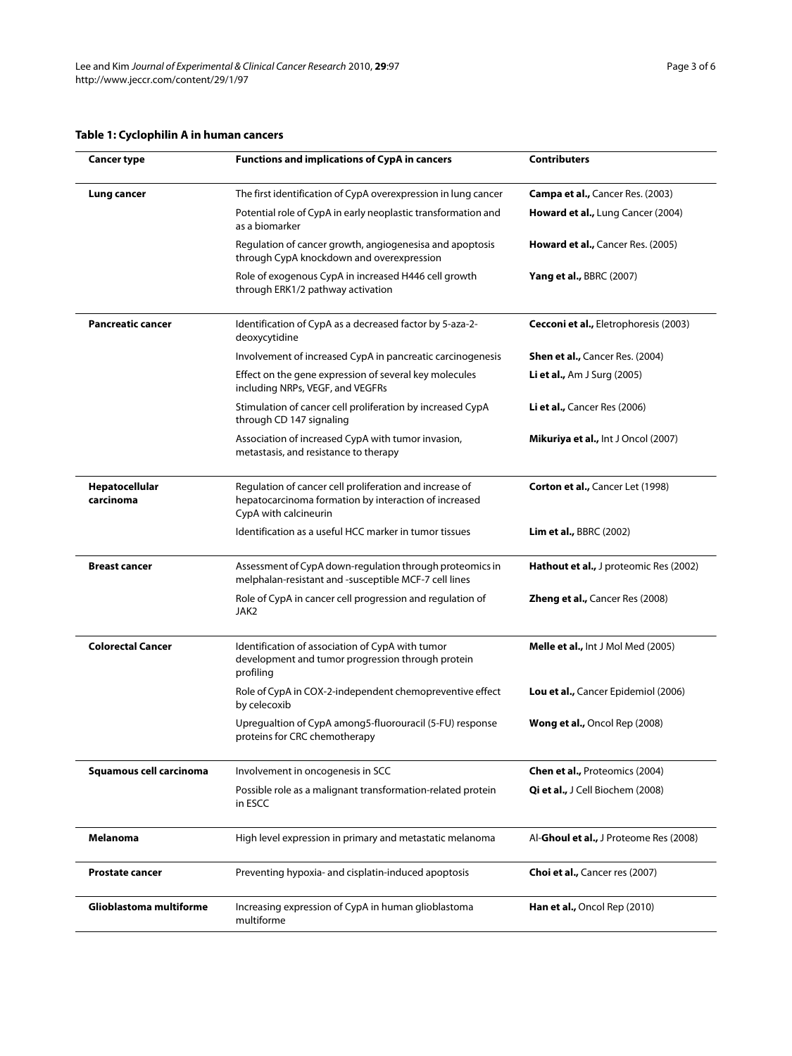**Table 1: Cyclophilin A in human cancers**

| Cancer type | Functions and implications of CypA in cancers | Contributers |
|---|---|---|
| **Lung cancer** | The first identification of CypA overexpression in lung cancer | **Campa et al.,** Cancer Res. (2003) |
| | Potential role of CypA in early neoplastic transformation and as a biomarker | **Howard et al.,** Lung Cancer (2004) |
| | Regulation of cancer growth, angiogenesisa and apoptosis through CypA knockdown and overexpression | **Howard et al.,** Cancer Res. (2005) |
| | Role of exogenous CypA in increased H446 cell growth through ERK1/2 pathway activation | **Yang et al.,** BBRC (2007) |
| **Pancreatic cancer** | Identification of CypA as a decreased factor by 5-aza-2-deoxycytidine | **Cecconi et al.,** Eletrophoresis (2003) |
| | Involvement of increased CypA in pancreatic carcinogenesis | **Shen et al.,** Cancer Res. (2004) |
| | Effect on the gene expression of several key molecules including NRPs, VEGF, and VEGFRs | **Li et al.,** Am J Surg (2005) |
| | Stimulation of cancer cell proliferation by increased CypA through CD 147 signaling | **Li et al.,** Cancer Res (2006) |
| | Association of increased CypA with tumor invasion, metastasis, and resistance to therapy | **Mikuriya et al.,** Int J Oncol (2007) |
| **Hepatocellular carcinoma** | Regulation of cancer cell proliferation and increase of hepatocarcinoma formation by interaction of increased CypA with calcineurin | **Corton et al.,** Cancer Let (1998) |
| | Identification as a useful HCC marker in tumor tissues | **Lim et al.,** BBRC (2002) |
| **Breast cancer** | Assessment of CypA down-regulation through proteomics in melphalan-resistant and -susceptible MCF-7 cell lines | **Hathout et al.,** J proteomic Res (2002) |
| | Role of CypA in cancer cell progression and regulation of JAK2 | **Zheng et al.,** Cancer Res (2008) |
| **Colorectal Cancer** | Identification of association of CypA with tumor development and tumor progression through protein profiling | **Melle et al.,** Int J Mol Med (2005) |
| | Role of CypA in COX-2-independent chemopreventive effect by celecoxib | **Lou et al.,** Cancer Epidemiol (2006) |
| | Upregualtion of CypA among5-fluorouracil (5-FU) response proteins for CRC chemotherapy | **Wong et al.,** Oncol Rep (2008) |
| **Squamous cell carcinoma** | Involvement in oncogenesis in SCC | **Chen et al.,** Proteomics (2004) |
| | Possible role as a malignant transformation-related protein in ESCC | **Qi et al.,** J Cell Biochem (2008) |
| **Melanoma** | High level expression in primary and metastatic melanoma | Al-**Ghoul et al.,** J Proteome Res (2008) |
| **Prostate cancer** | Preventing hypoxia- and cisplatin-induced apoptosis | **Choi et al.,** Cancer res (2007) |
| **Glioblastoma multiforme** | Increasing expression of CypA in human glioblastoma multiforme | **Han et al.,** Oncol Rep (2010) |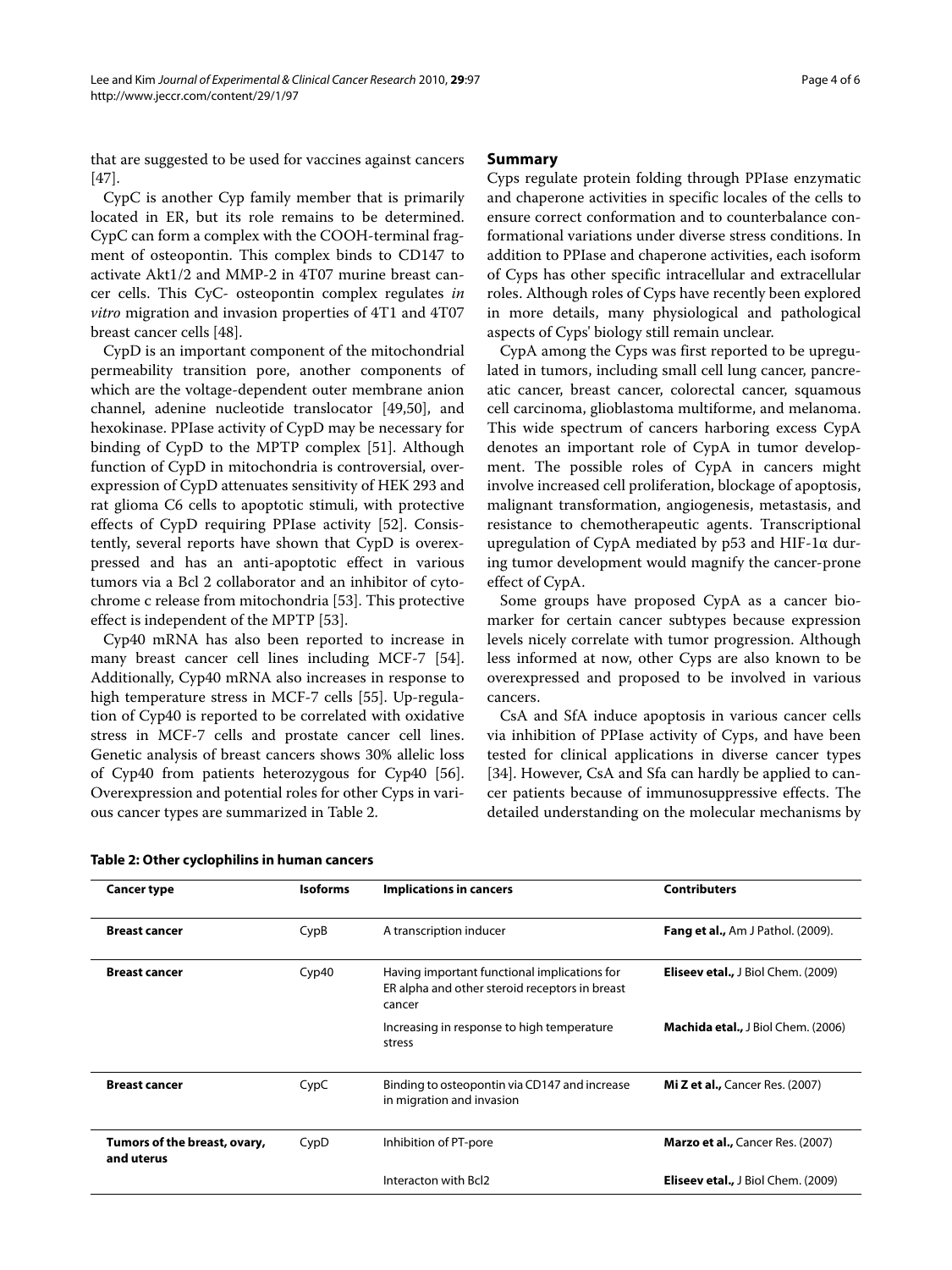that are suggested to be used for vaccines against cancers [47].

CypC is another Cyp family member that is primarily located in ER, but its role remains to be determined. CypC can form a complex with the COOH-terminal fragment of osteopontin. This complex binds to CD147 to activate Akt1/2 and MMP-2 in 4T07 murine breast cancer cells. This CyC- osteopontin complex regulates *in vitro* migration and invasion properties of 4T1 and 4T07 breast cancer cells [48].

CypD is an important component of the mitochondrial permeability transition pore, another components of which are the voltage-dependent outer membrane anion channel, adenine nucleotide translocator [49,50], and hexokinase. PPIase activity of CypD may be necessary for binding of CypD to the MPTP complex [51]. Although function of CypD in mitochondria is controversial, overexpression of CypD attenuates sensitivity of HEK 293 and rat glioma C6 cells to apoptotic stimuli, with protective effects of CypD requiring PPIase activity [52]. Consistently, several reports have shown that CypD is overexpressed and has an anti-apoptotic effect in various tumors via a Bcl 2 collaborator and an inhibitor of cytochrome c release from mitochondria [53]. This protective effect is independent of the MPTP [53].

Cyp40 mRNA has also been reported to increase in many breast cancer cell lines including MCF-7 [54]. Additionally, Cyp40 mRNA also increases in response to high temperature stress in MCF-7 cells [55]. Up-regulation of Cyp40 is reported to be correlated with oxidative stress in MCF-7 cells and prostate cancer cell lines. Genetic analysis of breast cancers shows 30% allelic loss of Cyp40 from patients heterozygous for Cyp40 [56]. Overexpression and potential roles for other Cyps in various cancer types are summarized in Table 2.

## Summary

Cyps regulate protein folding through PPIase enzymatic and chaperone activities in specific locales of the cells to ensure correct conformation and to counterbalance conformational variations under diverse stress conditions. In addition to PPIase and chaperone activities, each isoform of Cyps has other specific intracellular and extracellular roles. Although roles of Cyps have recently been explored in more details, many physiological and pathological aspects of Cyps' biology still remain unclear.

CypA among the Cyps was first reported to be upregulated in tumors, including small cell lung cancer, pancreatic cancer, breast cancer, colorectal cancer, squamous cell carcinoma, glioblastoma multiforme, and melanoma. This wide spectrum of cancers harboring excess CypA denotes an important role of CypA in tumor development. The possible roles of CypA in cancers might involve increased cell proliferation, blockage of apoptosis, malignant transformation, angiogenesis, metastasis, and resistance to chemotherapeutic agents. Transcriptional upregulation of CypA mediated by p53 and HIF-1α during tumor development would magnify the cancer-prone effect of CypA.

Some groups have proposed CypA as a cancer biomarker for certain cancer subtypes because expression levels nicely correlate with tumor progression. Although less informed at now, other Cyps are also known to be overexpressed and proposed to be involved in various cancers.

CsA and SfA induce apoptosis in various cancer cells via inhibition of PPIase activity of Cyps, and have been tested for clinical applications in diverse cancer types [34]. However, CsA and Sfa can hardly be applied to cancer patients because of immunosuppressive effects. The detailed understanding on the molecular mechanisms by

**Table 2: Other cyclophilins in human cancers**

| Cancer type | Isoforms | Implications in cancers | Contributers |
|---|---|---|---|
| **Breast cancer** | CypB | A transcription inducer | **Fang et al.,** Am J Pathol. (2009). |
| **Breast cancer** | Cyp40 | Having important functional implications for ER alpha and other steroid receptors in breast cancer | **Eliseev etal.,** J Biol Chem. (2009) |
| | | Increasing in response to high temperature stress | **Machida etal.,** J Biol Chem. (2006) |
| **Breast cancer** | CypC | Binding to osteopontin via CD147 and increase in migration and invasion | **Mi Z et al.,** Cancer Res. (2007) |
| **Tumors of the breast, ovary, and uterus** | CypD | Inhibition of PT-pore | **Marzo et al.,** Cancer Res. (2007) |
| | | Interacton with Bcl2 | **Eliseev etal.,** J Biol Chem. (2009) |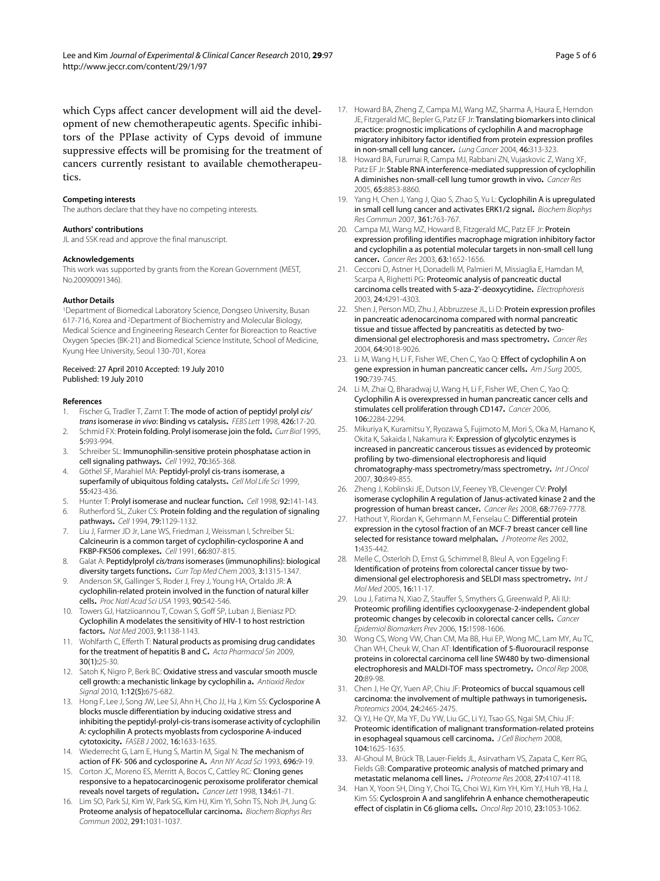which Cyps affect cancer development will aid the development of new chemotherapeutic agents. Specific inhibitors of the PPIase activity of Cyps devoid of immune suppressive effects will be promising for the treatment of cancers currently resistant to available chemotherapeutics.

#### Competing interests
The authors declare that they have no competing interests.

#### Authors' contributions
JL and SSK read and approve the final manuscript.

#### Acknowledgements
This work was supported by grants from the Korean Government (MEST, No.20090091346).

#### Author Details
[1]Department of Biomedical Laboratory Science, Dongseo University, Busan 617-716, Korea and [2]Department of Biochemistry and Molecular Biology, Medical Science and Engineering Research Center for Bioreaction to Reactive Oxygen Species (BK-21) and Biomedical Science Institute, School of Medicine, Kyung Hee University, Seoul 130-701, Korea

Received: 27 April 2010 Accepted: 19 July 2010
Published: 19 July 2010

#### References

1. Fischer G, Tradler T, Zarnt T: **The mode of action of peptidyl prolyl *cis/trans* isomerase *in vivo*: Binding vs catalysis.** *FEBS Lett* 1998, **426:**17-20.
2. Schmid FX: **Protein folding. Prolyl isomerase join the fold.** *Curr Biol* 1995, **5:**993-994.
3. Schreiber SL: **Immunophilin-sensitive protein phosphatase action in cell signaling pathways.** *Cell* 1992, **70:**365-368.
4. Göthel SF, Marahiel MA: **Peptidyl-prolyl cis-trans isomerase, a superfamily of ubiquitous folding catalysts.** *Cell Mol Life Sci* 1999, **55:**423-436.
5. Hunter T: **Prolyl isomerase and nuclear function.** *Cell* 1998, **92:**141-143.
6. Rutherford SL, Zuker CS: **Protein folding and the regulation of signaling pathways.** *Cell* 1994, **79:**1129-1132.
7. Liu J, Farmer JD Jr, Lane WS, Friedman J, Weissman I, Schreiber SL: **Calcineurin is a common target of cyclophilin-cyclosporine A and FKBP-FK506 complexes.** *Cell* 1991, **66:**807-815.
8. Galat A: **Peptidylprolyl *cis/trans* isomerases (immunophilins): biological diversity targets functions.** *Curr Top Med Chem* 2003, **3:**1315-1347.
9. Anderson SK, Gallinger S, Roder J, Frey J, Young HA, Ortaldo JR: **A cyclophilin-related protein involved in the function of natural killer cells.** *Proc Natl Acad Sci USA* 1993, **90:**542-546.
10. Towers GJ, Hatziioannou T, Cowan S, Goff SP, Luban J, Bieniasz PD: **Cyclophilin A modelates the sensitivity of HIV-1 to host restriction factors.** *Nat Med* 2003, **9:**1138-1143.
11. Wohlfarth C, Efferth T: **Natural products as promising drug candidates for the treatment of hepatitis B and C.** *Acta Pharmacol Sin* 2009, **30(1):**25-30.
12. Satoh K, Nigro P, Berk BC: **Oxidative stress and vascular smooth muscle cell growth: a mechanistic linkage by cyclophilin a.** *Antioxid Redox Signal* 2010, **1:12(5):**675-682.
13. Hong F, Lee J, Song JW, Lee SJ, Ahn H, Cho JJ, Ha J, Kim SS: **Cyclosporine A blocks muscle differentiation by inducing oxidative stress and inhibiting the peptidyl-prolyl-cis-trans isomerase activity of cyclophilin A: cyclophilin A protects myoblasts from cyclosporine A-induced cytotoxicity.** *FASEB J* 2002, **16:**1633-1635.
14. Wiederrecht G, Lam E, Hung S, Martin M, Sigal N: **The mechanism of action of FK- 506 and cyclosporine A.** *Ann NY Acad Sci* 1993, **696:**9-19.
15. Corton JC, Moreno ES, Merritt A, Bocos C, Cattley RC: **Cloning genes responsive to a hepatocarcinogenic peroxisome proliferator chemical reveals novel targets of regulation.** *Cancer Lett* 1998, **134:**61-71.
16. Lim SO, Park SJ, Kim W, Park SG, Kim HJ, Kim YI, Sohn TS, Noh JH, Jung G: **Proteome analysis of hepatocellular carcinoma.** *Biochem Biophys Res Commun* 2002, **291:**1031-1037.
17. Howard BA, Zheng Z, Campa MJ, Wang MZ, Sharma A, Haura E, Herndon JE, Fitzgerald MC, Bepler G, Patz EF Jr: **Translating biomarkers into clinical practice: prognostic implications of cyclophilin A and macrophage migratory inhibitory factor identified from protein expression profiles in non-small cell lung cancer.** *Lung Cancer* 2004, **46:**313-323.
18. Howard BA, Furumai R, Campa MJ, Rabbani ZN, Vujaskovic Z, Wang XF, Patz EF Jr: **Stable RNA interference-mediated suppression of cyclophilin A diminishes non-small-cell lung tumor growth in vivo.** *Cancer Res* 2005, **65:**8853-8860.
19. Yang H, Chen J, Yang J, Qiao S, Zhao S, Yu L: **Cyclophilin A is upregulated in small cell lung cancer and activates ERK1/2 signal.** *Biochem Biophys Res Commun* 2007, **361:**763-767.
20. Campa MJ, Wang MZ, Howard B, Fitzgerald MC, Patz EF Jr: **Protein expression profiling identifies macrophage migration inhibitory factor and cyclophilin a as potential molecular targets in non-small cell lung cancer.** *Cancer Res* 2003, **63:**1652-1656.
21. Cecconi D, Astner H, Donadelli M, Palmieri M, Missiaglia E, Hamdan M, Scarpa A, Righetti PG: **Proteomic analysis of pancreatic ductal carcinoma cells treated with 5-aza-2'-deoxycytidine.** *Electrophoresis* 2003, **24:**4291-4303.
22. Shen J, Person MD, Zhu J, Abbruzzese JL, Li D: **Protein expression profiles in pancreatic adenocarcinoma compared with normal pancreatic tissue and tissue affected by pancreatitis as detected by two-dimensional gel electrophoresis and mass spectrometry.** *Cancer Res* 2004, **64:**9018-9026.
23. Li M, Wang H, Li F, Fisher WE, Chen C, Yao Q: **Effect of cyclophilin A on gene expression in human pancreatic cancer cells.** *Am J Surg* 2005, **190:**739-745.
24. Li M, Zhai Q, Bharadwaj U, Wang H, Li F, Fisher WE, Chen C, Yao Q: **Cyclophilin A is overexpressed in human pancreatic cancer cells and stimulates cell proliferation through CD147.** *Cancer* 2006, **106:**2284-2294.
25. Mikuriya K, Kuramitsu Y, Ryozawa S, Fujimoto M, Mori S, Oka M, Hamano K, Okita K, Sakaida I, Nakamura K: **Expression of glycolytic enzymes is increased in pancreatic cancerous tissues as evidenced by proteomic profiling by two-dimensional electrophoresis and liquid chromatography-mass spectrometry/mass spectrometry.** *Int J Oncol* 2007, **30:**849-855.
26. Zheng J, Koblinski JE, Dutson LV, Feeney YB, Clevenger CV: **Prolyl isomerase cyclophilin A regulation of Janus-activated kinase 2 and the progression of human breast cancer.** *Cancer Res* 2008, **68:**7769-7778.
27. Hathout Y, Riordan K, Gehrmann M, Fenselau C: **Differential protein expression in the cytosol fraction of an MCF-7 breast cancer cell line selected for resistance toward melphalan.** *J Proteome Res* 2002, **1:**435-442.
28. Melle C, Osterloh D, Ernst G, Schimmel B, Bleul A, von Eggeling F: **Identification of proteins from colorectal cancer tissue by two-dimensional gel electrophoresis and SELDI mass spectrometry.** *Int J Mol Med* 2005, **16:**11-17.
29. Lou J, Fatima N, Xiao Z, Stauffer S, Smythers G, Greenwald P, Ali IU: **Proteomic profiling identifies cyclooxygenase-2-independent global proteomic changes by celecoxib in colorectal cancer cells.** *Cancer Epidemiol Biomarkers Prev* 2006, **15:**1598-1606.
30. Wong CS, Wong VW, Chan CM, Ma BB, Hui EP, Wong MC, Lam MY, Au TC, Chan WH, Cheuk W, Chan AT: **Identification of 5-fluorouracil response proteins in colorectal carcinoma cell line SW480 by two-dimensional electrophoresis and MALDI-TOF mass spectrometry.** *Oncol Rep* 2008, **20:**89-98.
31. Chen J, He QY, Yuen AP, Chiu JF: **Proteomics of buccal squamous cell carcinoma: the involvement of multiple pathways in tumorigenesis.** *Proteomics* 2004, **24:**2465-2475.
32. Qi YJ, He QY, Ma YF, Du YW, Liu GC, Li YJ, Tsao GS, Ngai SM, Chiu JF: **Proteomic identification of malignant transformation-related proteins in esophageal squamous cell carcinoma.** *J Cell Biochem* 2008, **104:**1625-1635.
33. Al-Ghoul M, Brück TB, Lauer-Fields JL, Asirvatham VS, Zapata C, Kerr RG, Fields GB: **Comparative proteomic analysis of matched primary and metastatic melanoma cell lines.** *J Proteome Res* 2008, **27:**4107-4118.
34. Han X, Yoon SH, Ding Y, Choi TG, Choi WJ, Kim YH, Kim YJ, Huh YB, Ha J, Kim SS: **Cyclosproin A and sanglifehrin A enhance chemotherapeutic effect of cisplatin in C6 glioma cells.** *Oncol Rep* 2010, **23:**1053-1062.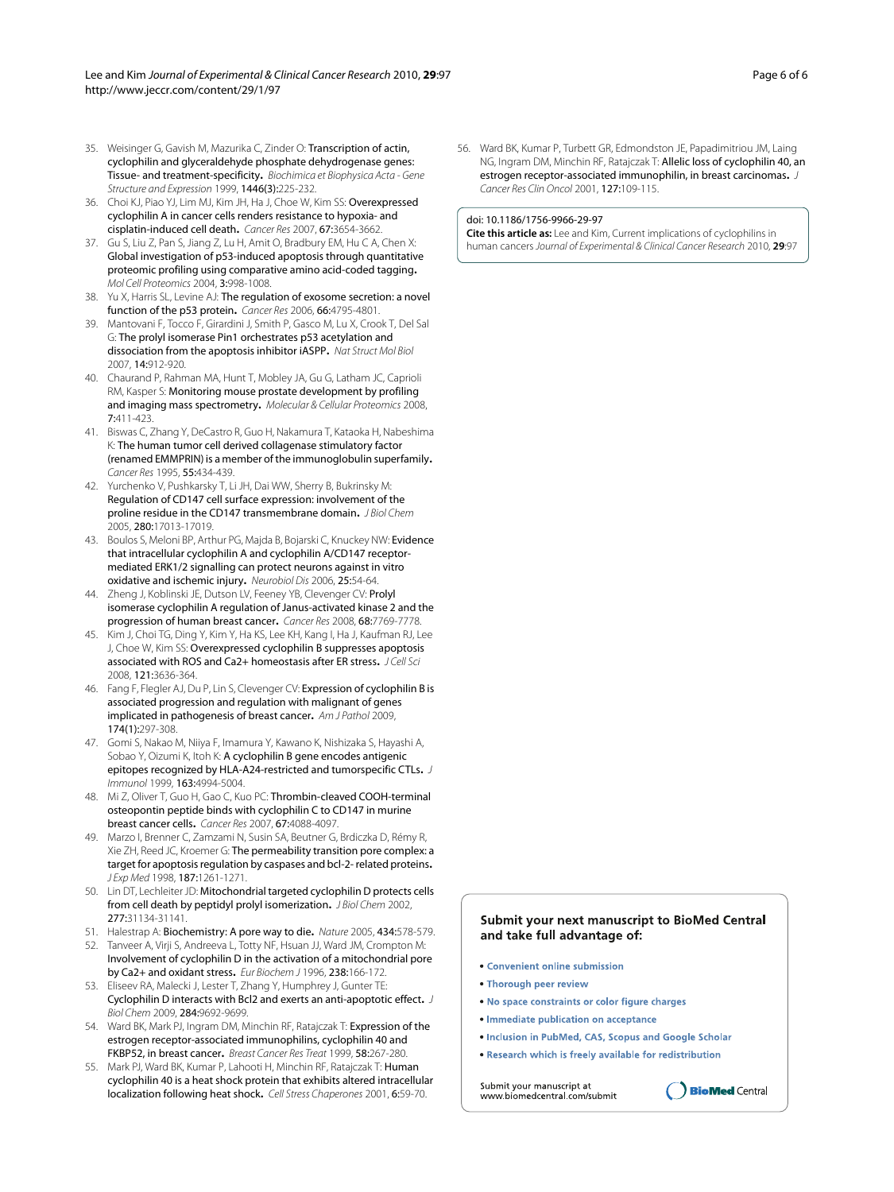35. Weisinger G, Gavish M, Mazurika C, Zinder O: **Transcription of actin, cyclophilin and glyceraldehyde phosphate dehydrogenase genes: Tissue- and treatment-specificity.** *Biochimica et Biophysica Acta - Gene Structure and Expression* 1999, **1446(3):**225-232.
36. Choi KJ, Piao YJ, Lim MJ, Kim JH, Ha J, Choe W, Kim SS: **Overexpressed cyclophilin A in cancer cells renders resistance to hypoxia- and cisplatin-induced cell death.** *Cancer Res* 2007, **67:**3654-3662.
37. Gu S, Liu Z, Pan S, Jiang Z, Lu H, Amit O, Bradbury EM, Hu C A, Chen X: **Global investigation of p53-induced apoptosis through quantitative proteomic profiling using comparative amino acid-coded tagging.** *Mol Cell Proteomics* 2004, **3:**998-1008.
38. Yu X, Harris SL, Levine AJ: **The regulation of exosome secretion: a novel function of the p53 protein.** *Cancer Res* 2006, **66:**4795-4801.
39. Mantovani F, Tocco F, Girardini J, Smith P, Gasco M, Lu X, Crook T, Del Sal G: **The prolyl isomerase Pin1 orchestrates p53 acetylation and dissociation from the apoptosis inhibitor iASPP.** *Nat Struct Mol Biol* 2007, **14:**912-920.
40. Chaurand P, Rahman MA, Hunt T, Mobley JA, Gu G, Latham JC, Caprioli RM, Kasper S: **Monitoring mouse prostate development by profiling and imaging mass spectrometry.** *Molecular & Cellular Proteomics* 2008, **7:**411-423.
41. Biswas C, Zhang Y, DeCastro R, Guo H, Nakamura T, Kataoka H, Nabeshima K: **The human tumor cell derived collagenase stimulatory factor (renamed EMMPRIN) is a member of the immunoglobulin superfamily.** *Cancer Res* 1995, **55:**434-439.
42. Yurchenko V, Pushkarsky T, Li JH, Dai WW, Sherry B, Bukrinsky M: **Regulation of CD147 cell surface expression: involvement of the proline residue in the CD147 transmembrane domain.** *J Biol Chem* 2005, **280:**17013-17019.
43. Boulos S, Meloni BP, Arthur PG, Majda B, Bojarski C, Knuckey NW: **Evidence that intracellular cyclophilin A and cyclophilin A/CD147 receptor-mediated ERK1/2 signalling can protect neurons against in vitro oxidative and ischemic injury.** *Neurobiol Dis* 2006, **25:**54-64.
44. Zheng J, Koblinski JE, Dutson LV, Feeney YB, Clevenger CV: **Prolyl isomerase cyclophilin A regulation of Janus-activated kinase 2 and the progression of human breast cancer.** *Cancer Res* 2008, **68:**7769-7778.
45. Kim J, Choi TG, Ding Y, Kim Y, Ha KS, Lee KH, Kang I, Ha J, Kaufman RJ, Lee J, Choe W, Kim SS: **Overexpressed cyclophilin B suppresses apoptosis associated with ROS and Ca2+ homeostasis after ER stress.** *J Cell Sci* 2008, **121:**3636-364.
46. Fang F, Flegler AJ, Du P, Lin S, Clevenger CV: **Expression of cyclophilin B is associated progression and regulation with malignant of genes implicated in pathogenesis of breast cancer.** *Am J Pathol* 2009, **174(1):**297-308.
47. Gomi S, Nakao M, Niiya F, Imamura Y, Kawano K, Nishizaka S, Hayashi A, Sobao Y, Oizumi K, Itoh K: **A cyclophilin B gene encodes antigenic epitopes recognized by HLA-A24-restricted and tumorspecific CTLs.** *J Immunol* 1999, **163:**4994-5004.
48. Mi Z, Oliver T, Guo H, Gao C, Kuo PC: **Thrombin-cleaved COOH-terminal osteopontin peptide binds with cyclophilin C to CD147 in murine breast cancer cells.** *Cancer Res* 2007, **67:**4088-4097.
49. Marzo I, Brenner C, Zamzami N, Susin SA, Beutner G, Brdiczka D, Rémy R, Xie ZH, Reed JC, Kroemer G: **The permeability transition pore complex: a target for apoptosis regulation by caspases and bcl-2- related proteins.** *J Exp Med* 1998, **187:**1261-1271.
50. Lin DT, Lechleiter JD: **Mitochondrial targeted cyclophilin D protects cells from cell death by peptidyl prolyl isomerization.** *J Biol Chem* 2002, **277:**31134-31141.
51. Halestrap A: **Biochemistry: A pore way to die.** *Nature* 2005, **434:**578-579.
52. Tanveer A, Virji S, Andreeva L, Totty NF, Hsuan JJ, Ward JM, Crompton M: **Involvement of cyclophilin D in the activation of a mitochondrial pore by Ca2+ and oxidant stress.** *Eur Biochem J* 1996, **238:**166-172.
53. Eliseev RA, Malecki J, Lester T, Zhang Y, Humphrey J, Gunter TE: **Cyclophilin D interacts with Bcl2 and exerts an anti-apoptotic effect.** *J Biol Chem* 2009, **284:**9692-9699.
54. Ward BK, Mark PJ, Ingram DM, Minchin RF, Ratajczak T: **Expression of the estrogen receptor-associated immunophilins, cyclophilin 40 and FKBP52, in breast cancer.** *Breast Cancer Res Treat* 1999, **58:**267-280.
55. Mark PJ, Ward BK, Kumar P, Lahooti H, Minchin RF, Ratajczak T: **Human cyclophilin 40 is a heat shock protein that exhibits altered intracellular localization following heat shock.** *Cell Stress Chaperones* 2001, **6:**59-70.
56. Ward BK, Kumar P, Turbett GR, Edmondston JE, Papadimitriou JM, Laing NG, Ingram DM, Minchin RF, Ratajczak T: **Allelic loss of cyclophilin 40, an estrogen receptor-associated immunophilin, in breast carcinomas.** *J Cancer Res Clin Oncol* 2001, **127:**109-115.

doi: 10.1186/1756-9966-29-97

**Cite this article as:** Lee and Kim, Current implications of cyclophilins in human cancers *Journal of Experimental & Clinical Cancer Research* 2010, **29**:97

**Submit your next manuscript to BioMed Central and take full advantage of:**

- Convenient online submission
- Thorough peer review
- No space constraints or color figure charges
- Immediate publication on acceptance
- Inclusion in PubMed, CAS, Scopus and Google Scholar
- Research which is freely available for redistribution

Submit your manuscript at www.biomedcentral.com/submit

BioMed Central